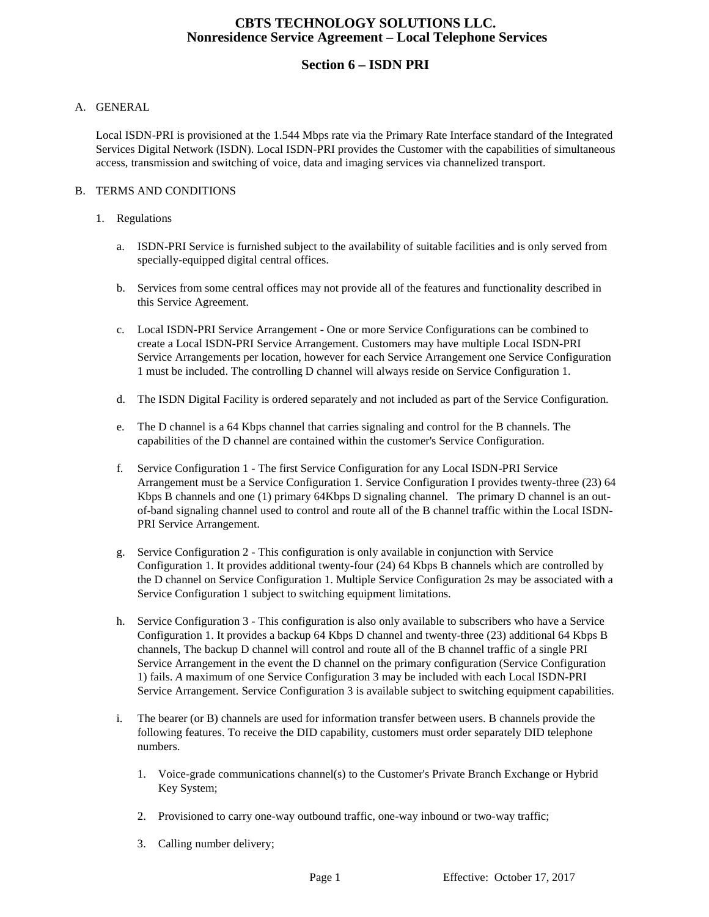# CBTS TECHNOLOGY SOLUTIONS LLC.
# Nonresidence Service Agreement – Local Telephone Services

## Section 6 – ISDN PRI

A. GENERAL

Local ISDN-PRI is provisioned at the 1.544 Mbps rate via the Primary Rate Interface standard of the Integrated Services Digital Network (ISDN). Local ISDN-PRI provides the Customer with the capabilities of simultaneous access, transmission and switching of voice, data and imaging services via channelized transport.

B. TERMS AND CONDITIONS

1. Regulations

   a. ISDN-PRI Service is furnished subject to the availability of suitable facilities and is only served from specially-equipped digital central offices.

   b. Services from some central offices may not provide all of the features and functionality described in this Service Agreement.

   c. Local ISDN-PRI Service Arrangement - One or more Service Configurations can be combined to create a Local ISDN-PRI Service Arrangement. Customers may have multiple Local ISDN-PRI Service Arrangements per location, however for each Service Arrangement one Service Configuration 1 must be included. The controlling D channel will always reside on Service Configuration 1.

   d. The ISDN Digital Facility is ordered separately and not included as part of the Service Configuration.

   e. The D channel is a 64 Kbps channel that carries signaling and control for the B channels. The capabilities of the D channel are contained within the customer's Service Configuration.

   f. Service Configuration 1 - The first Service Configuration for any Local ISDN-PRI Service Arrangement must be a Service Configuration 1. Service Configuration I provides twenty-three (23) 64 Kbps B channels and one (1) primary 64Kbps D signaling channel. The primary D channel is an out-of-band signaling channel used to control and route all of the B channel traffic within the Local ISDN-PRI Service Arrangement.

   g. Service Configuration 2 - This configuration is only available in conjunction with Service Configuration 1. It provides additional twenty-four (24) 64 Kbps B channels which are controlled by the D channel on Service Configuration 1. Multiple Service Configuration 2s may be associated with a Service Configuration 1 subject to switching equipment limitations.

   h. Service Configuration 3 - This configuration is also only available to subscribers who have a Service Configuration 1. It provides a backup 64 Kbps D channel and twenty-three (23) additional 64 Kbps B channels, The backup D channel will control and route all of the B channel traffic of a single PRI Service Arrangement in the event the D channel on the primary configuration (Service Configuration 1) fails. *A* maximum of one Service Configuration 3 may be included with each Local ISDN-PRI Service Arrangement. Service Configuration 3 is available subject to switching equipment capabilities.

   i. The bearer (or B) channels are used for information transfer between users. B channels provide the following features. To receive the DID capability, customers must order separately DID telephone numbers.

      1. Voice-grade communications channel(s) to the Customer's Private Branch Exchange or Hybrid Key System;

      2. Provisioned to carry one-way outbound traffic, one-way inbound or two-way traffic;

      3. Calling number delivery;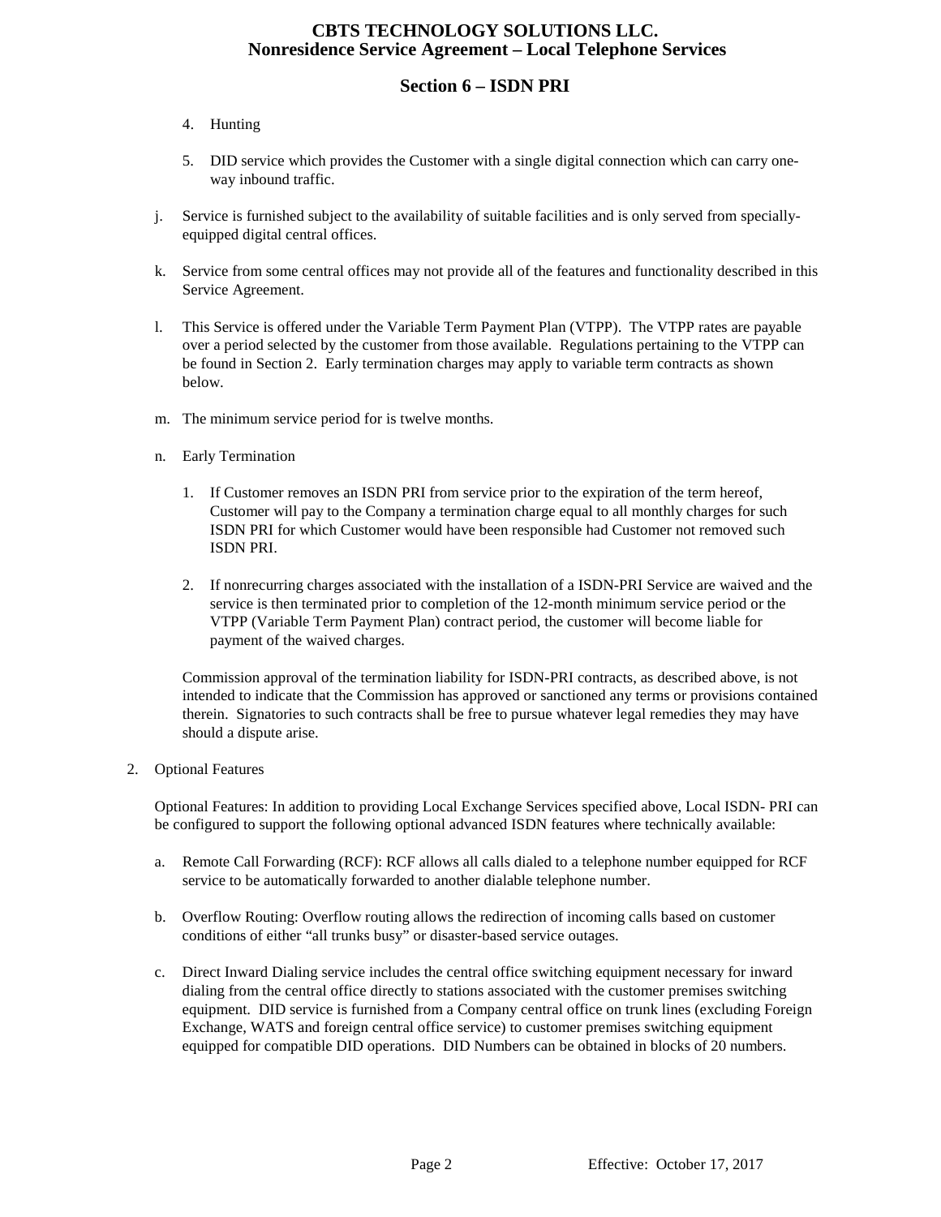4. Hunting

5. DID service which provides the Customer with a single digital connection which can carry one-way inbound traffic.

j. Service is furnished subject to the availability of suitable facilities and is only served from specially-equipped digital central offices.

k. Service from some central offices may not provide all of the features and functionality described in this Service Agreement.

l. This Service is offered under the Variable Term Payment Plan (VTPP). The VTPP rates are payable over a period selected by the customer from those available. Regulations pertaining to the VTPP can be found in Section 2. Early termination charges may apply to variable term contracts as shown below.

m. The minimum service period for is twelve months.

n. Early Termination

   1. If Customer removes an ISDN PRI from service prior to the expiration of the term hereof, Customer will pay to the Company a termination charge equal to all monthly charges for such ISDN PRI for which Customer would have been responsible had Customer not removed such ISDN PRI.

   2. If nonrecurring charges associated with the installation of a ISDN-PRI Service are waived and the service is then terminated prior to completion of the 12-month minimum service period or the VTPP (Variable Term Payment Plan) contract period, the customer will become liable for payment of the waived charges.

   Commission approval of the termination liability for ISDN-PRI contracts, as described above, is not intended to indicate that the Commission has approved or sanctioned any terms or provisions contained therein. Signatories to such contracts shall be free to pursue whatever legal remedies they may have should a dispute arise.

2. Optional Features

   Optional Features: In addition to providing Local Exchange Services specified above, Local ISDN- PRI can be configured to support the following optional advanced ISDN features where technically available:

   a. Remote Call Forwarding (RCF): RCF allows all calls dialed to a telephone number equipped for RCF service to be automatically forwarded to another dialable telephone number.

   b. Overflow Routing: Overflow routing allows the redirection of incoming calls based on customer conditions of either "all trunks busy" or disaster-based service outages.

   c. Direct Inward Dialing service includes the central office switching equipment necessary for inward dialing from the central office directly to stations associated with the customer premises switching equipment. DID service is furnished from a Company central office on trunk lines (excluding Foreign Exchange, WATS and foreign central office service) to customer premises switching equipment equipped for compatible DID operations. DID Numbers can be obtained in blocks of 20 numbers.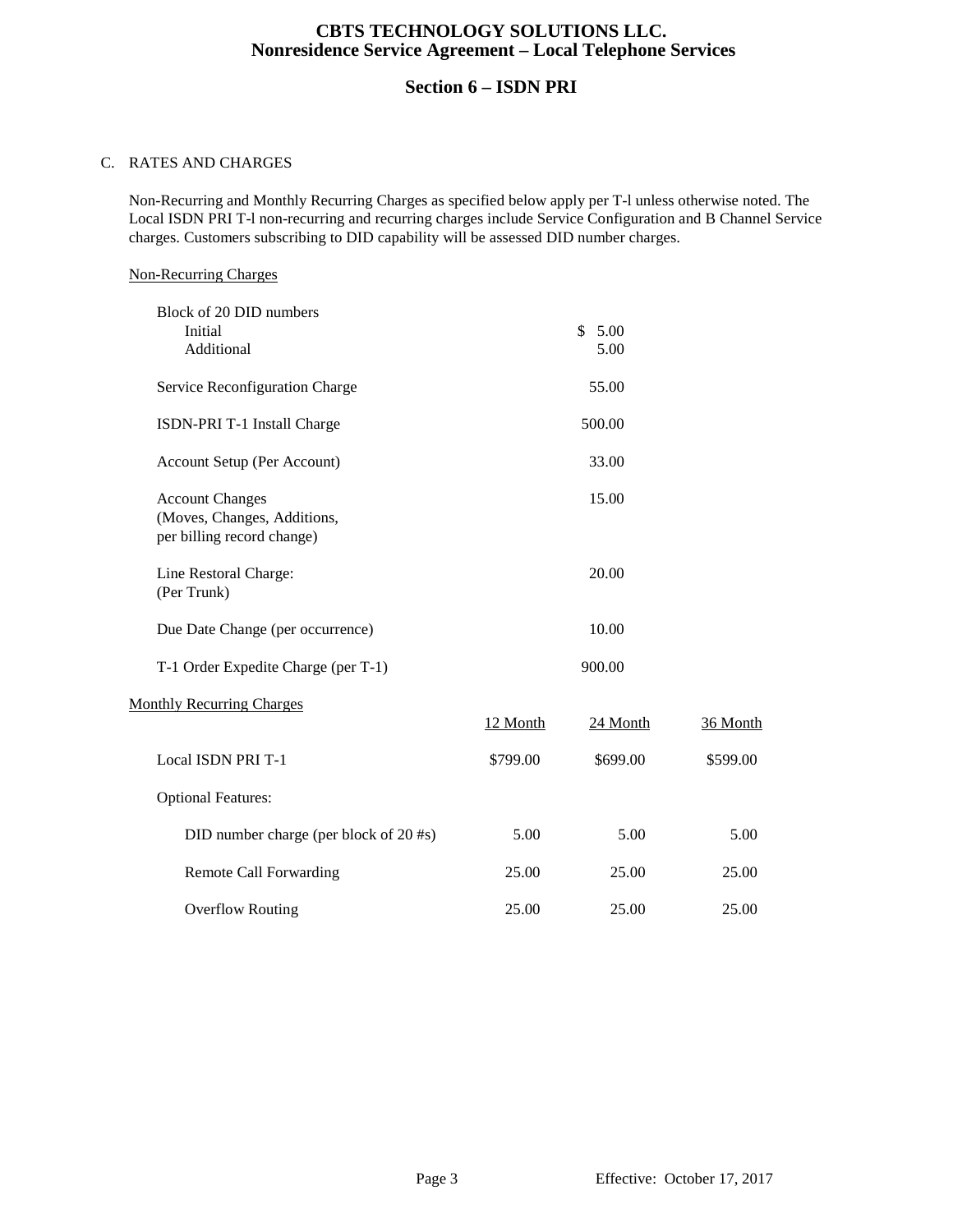# CBTS TECHNOLOGY SOLUTIONS LLC.
## Nonresidence Service Agreement – Local Telephone Services

## Section 6 – ISDN PRI

C. RATES AND CHARGES

Non-Recurring and Monthly Recurring Charges as specified below apply per T-l unless otherwise noted. The Local ISDN PRI T-l non-recurring and recurring charges include Service Configuration and B Channel Service charges. Customers subscribing to DID capability will be assessed DID number charges.

Non-Recurring Charges

| | |
|---|---|
| Block of 20 DID numbers | |
| Initial | $ 5.00 |
| Additional | 5.00 |
| Service Reconfiguration Charge | 55.00 |
| ISDN-PRI T-1 Install Charge | 500.00 |
| Account Setup (Per Account) | 33.00 |
| Account Changes (Moves, Changes, Additions, per billing record change) | 15.00 |
| Line Restoral Charge: (Per Trunk) | 20.00 |
| Due Date Change (per occurrence) | 10.00 |
| T-1 Order Expedite Charge (per T-1) | 900.00 |

Monthly Recurring Charges

| | 12 Month | 24 Month | 36 Month |
|---|---|---|---|
| Local ISDN PRI T-1 | $799.00 | $699.00 | $599.00 |
| Optional Features: | | | |
| DID number charge (per block of 20 #s) | 5.00 | 5.00 | 5.00 |
| Remote Call Forwarding | 25.00 | 25.00 | 25.00 |
| Overflow Routing | 25.00 | 25.00 | 25.00 |

Effective: October 17, 2017